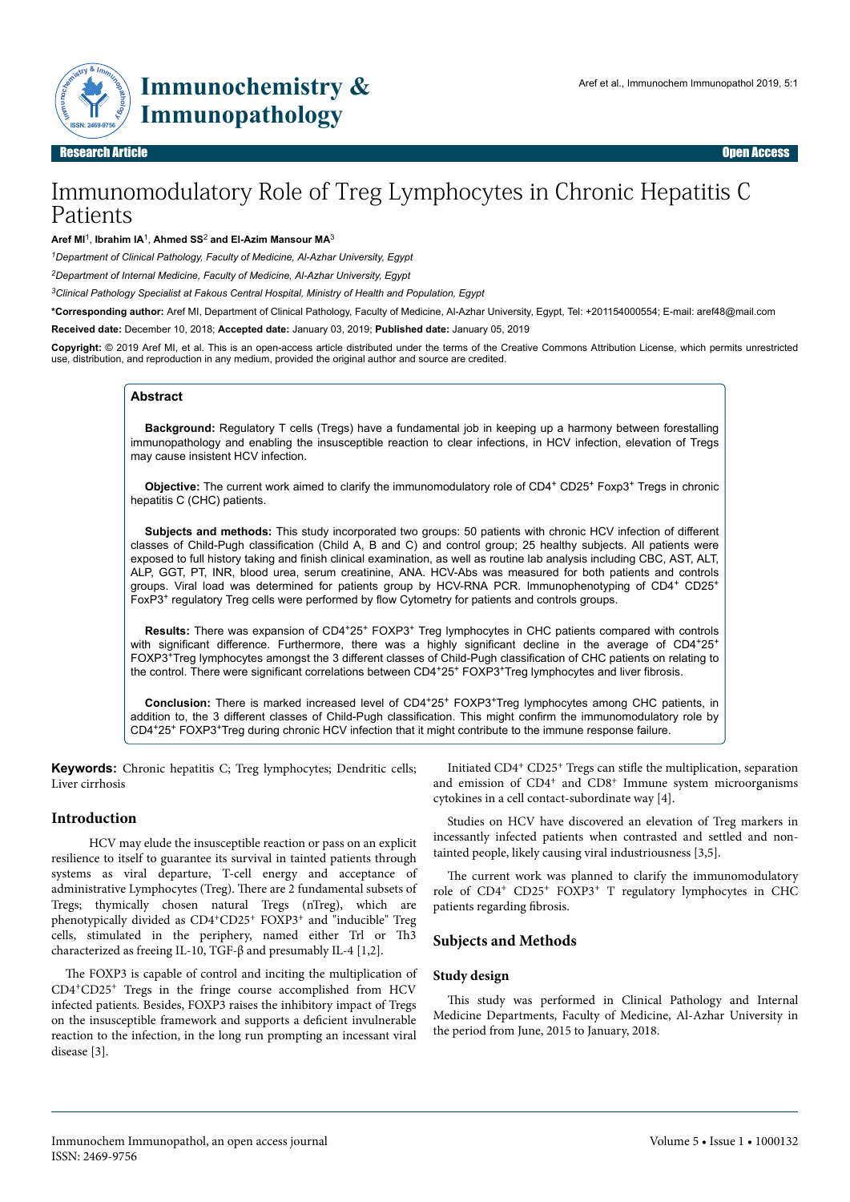Research Article | Open Access

# Immunomodulatory Role of Treg Lymphocytes in Chronic Hepatitis C Patients

**Aref MI**[1], **Ibrahim IA**[1], **Ahmed SS**[2] **and El-Azim Mansour MA**[3]

[1]*Department of Clinical Pathology, Faculty of Medicine, Al-Azhar University, Egypt*

[2]*Department of Internal Medicine, Faculty of Medicine, Al-Azhar University, Egypt*

[3]*Clinical Pathology Specialist at Fakous Central Hospital, Ministry of Health and Population, Egypt*

**\*Corresponding author:** Aref MI, Department of Clinical Pathology, Faculty of Medicine, Al-Azhar University, Egypt, Tel: +201154000554; E-mail: aref48@mail.com

**Received date:** December 10, 2018; **Accepted date:** January 03, 2019; **Published date:** January 05, 2019

**Copyright:** © 2019 Aref MI, et al. This is an open-access article distributed under the terms of the Creative Commons Attribution License, which permits unrestricted use, distribution, and reproduction in any medium, provided the original author and source are credited.

## Abstract

**Background:** Regulatory T cells (Tregs) have a fundamental job in keeping up a harmony between forestalling immunopathology and enabling the insusceptible reaction to clear infections, in HCV infection, elevation of Tregs may cause insistent HCV infection.

**Objective:** The current work aimed to clarify the immunomodulatory role of $CD4^+$ $CD25^+$ $Foxp3^+$ Tregs in chronic hepatitis C (CHC) patients.

**Subjects and methods:** This study incorporated two groups: 50 patients with chronic HCV infection of different classes of Child-Pugh classification (Child A, B and C) and control group; 25 healthy subjects. All patients were exposed to full history taking and finish clinical examination, as well as routine lab analysis including CBC, AST, ALT, ALP, GGT, PT, INR, blood urea, serum creatinine, ANA. HCV-Abs was measured for both patients and controls groups. Viral load was determined for patients group by HCV-RNA PCR. Immunophenotyping of $CD4^+$ $CD25^+$ $FoxP3^+$ regulatory Treg cells were performed by flow Cytometry for patients and controls groups.

**Results:** There was expansion of $CD4^+25^+$ $FOXP3^+$ Treg lymphocytes in CHC patients compared with controls with significant difference. Furthermore, there was a highly significant decline in the average of $CD4^+25^+$ $FOXP3^+$Treg lymphocytes amongst the 3 different classes of Child-Pugh classification of CHC patients on relating to the control. There were significant correlations between $CD4^+25^+$ $FOXP3^+$Treg lymphocytes and liver fibrosis.

**Conclusion:** There is marked increased level of $CD4^+25^+$ $FOXP3^+$Treg lymphocytes among CHC patients, in addition to, the 3 different classes of Child-Pugh classification. This might confirm the immunomodulatory role by $CD4^+25^+$ $FOXP3^+$Treg during chronic HCV infection that it might contribute to the immune response failure.

**Keywords:** Chronic hepatitis C; Treg lymphocytes; Dendritic cells; Liver cirrhosis

## Introduction

HCV may elude the insusceptible reaction or pass on an explicit resilience to itself to guarantee its survival in tainted patients through systems as viral departure, T-cell energy and acceptance of administrative Lymphocytes (Treg). There are 2 fundamental subsets of Tregs; thymically chosen natural Tregs (nTreg), which are phenotypically divided as $CD4^+CD25^+$ $FOXP3^+$ and "inducible" Treg cells, stimulated in the periphery, named either Trl or Th3 characterized as freeing IL-10, TGF-β and presumably IL-4 [1,2].

The FOXP3 is capable of control and inciting the multiplication of $CD4^+CD25^+$ Tregs in the fringe course accomplished from HCV infected patients. Besides, FOXP3 raises the inhibitory impact of Tregs on the insusceptible framework and supports a deficient invulnerable reaction to the infection, in the long run prompting an incessant viral disease [3].

Initiated $CD4^+$ $CD25^+$ Tregs can stifle the multiplication, separation and emission of $CD4^+$ and $CD8^+$ Immune system microorganisms cytokines in a cell contact-subordinate way [4].

Studies on HCV have discovered an elevation of Treg markers in incessantly infected patients when contrasted and settled and non-tainted people, likely causing viral industriousness [3,5].

The current work was planned to clarify the immunomodulatory role of $CD4^+$ $CD25^+$ $FOXP3^+$ T regulatory lymphocytes in CHC patients regarding fibrosis.

## Subjects and Methods

### Study design

This study was performed in Clinical Pathology and Internal Medicine Departments, Faculty of Medicine, Al-Azhar University in the period from June, 2015 to January, 2018.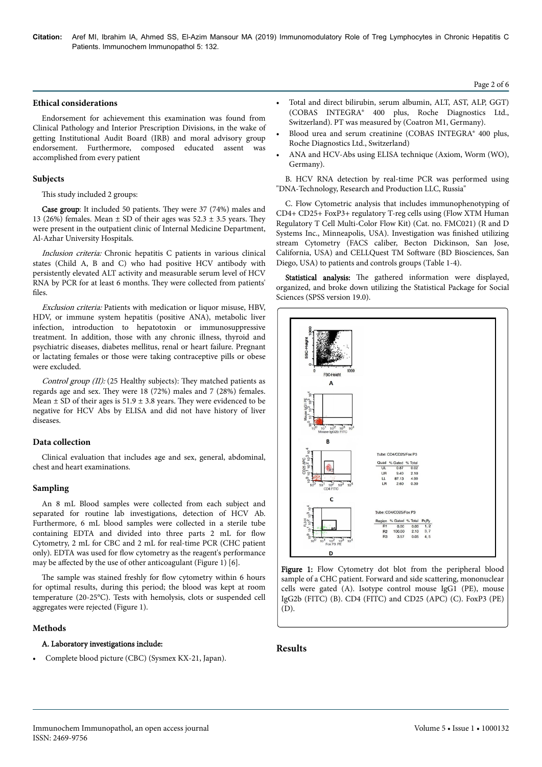## Ethical considerations

Endorsement for achievement this examination was found from Clinical Pathology and Interior Prescription Divisions, in the wake of getting Institutional Audit Board (IRB) and moral advisory group endorsement. Furthermore, composed educated assent was accomplished from every patient

## Subjects

This study included 2 groups:

**Case group**: It included 50 patients. They were 37 (74%) males and 13 (26%) females. Mean ± SD of their ages was 52.3 ± 3.5 years. They were present in the outpatient clinic of Internal Medicine Department, Al-Azhar University Hospitals.

*Inclusion criteria:* Chronic hepatitis C patients in various clinical states (Child A, B and C) who had positive HCV antibody with persistently elevated ALT activity and measurable serum level of HCV RNA by PCR for at least 6 months. They were collected from patients' files.

*Exclusion criteria:* Patients with medication or liquor misuse, HBV, HDV, or immune system hepatitis (positive ANA), metabolic liver infection, introduction to hepatotoxin or immunosuppressive treatment. In addition, those with any chronic illness, thyroid and psychiatric diseases, diabetes mellitus, renal or heart failure. Pregnant or lactating females or those were taking contraceptive pills or obese were excluded.

*Control group (II):* (25 Healthy subjects): They matched patients as regards age and sex. They were 18 (72%) males and 7 (28%) females. Mean ± SD of their ages is 51.9 ± 3.8 years. They were evidenced to be negative for HCV Abs by ELISA and did not have history of liver diseases.

## Data collection

Clinical evaluation that includes age and sex, general, abdominal, chest and heart examinations.

## Sampling

An 8 mL Blood samples were collected from each subject and separated for routine lab investigations, detection of HCV Ab. Furthermore, 6 mL blood samples were collected in a sterile tube containing EDTA and divided into three parts 2 mL for flow Cytometry, 2 mL for CBC and 2 mL for real-time PCR (CHC patient only). EDTA was used for flow cytometry as the reagent's performance may be affected by the use of other anticoagulant (Figure 1) [6].

The sample was stained freshly for flow cytometry within 6 hours for optimal results, during this period; the blood was kept at room temperature (20-25°C). Tests with hemolysis, clots or suspended cell aggregates were rejected (Figure 1).

## Methods

**A. Laboratory investigations include:**

- Complete blood picture (CBC) (Sysmex KX-21, Japan).
- Total and direct bilirubin, serum albumin, ALT, AST, ALP, GGT) (COBAS INTEGRA® 400 plus, Roche Diagnostics Ltd., Switzerland). PT was measured by (Coatron M1, Germany).
- Blood urea and serum creatinine (COBAS INTEGRA® 400 plus, Roche Diagnostics Ltd., Switzerland)
- ANA and HCV-Abs using ELISA technique (Axiom, Worm (WO), Germany).

B. HCV RNA detection by real-time PCR was performed using "DNA-Technology, Research and Production LLC, Russia"

C. Flow Cytometric analysis that includes immunophenotyping of CD4+ CD25+ FoxP3+ regulatory T-reg cells using (Flow XTM Human Regulatory T Cell Multi-Color Flow Kit) (Cat. no. FMC021) (R and D Systems Inc., Minneapolis, USA). Investigation was finished utilizing stream Cytometry (FACS caliber, Becton Dickinson, San Jose, California, USA) and CELLQuest TM Software (BD Biosciences, San Diego, USA) to patients and controls groups (Table 1-4).

**Statistical analysis:** The gathered information were displayed, organized, and broke down utilizing the Statistical Package for Social Sciences (SPSS version 19.0).

**Figure 1:** Flow Cytometry dot blot from the peripheral blood sample of a CHC patient. Forward and side scattering, mononuclear cells were gated (A). Isotype control mouse IgG1 (PE), mouse IgG2b (FITC) (B). CD4 (FITC) and CD25 (APC) (C). FoxP3 (PE) (D).

## Results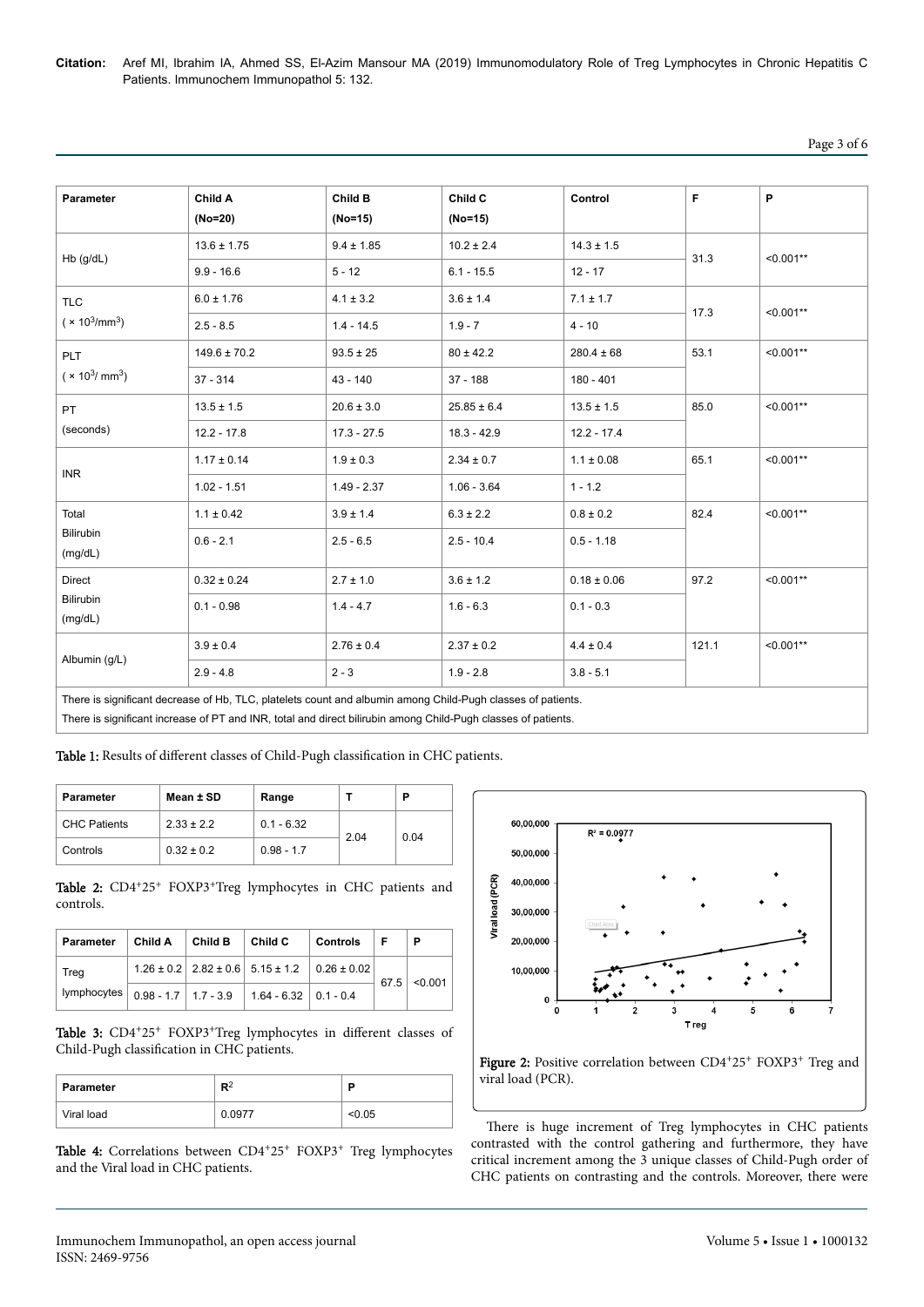| Parameter | Child A (No=20) | Child B (No=15) | Child C (No=15) | Control | F | P |
|---|---|---|---|---|---|---|
| Hb (g/dL) | 13.6 ± 1.75 | 9.4 ± 1.85 | 10.2 ± 2.4 | 14.3 ± 1.5 | 31.3 | <0.001** |
| | 9.9 - 16.6 | 5 - 12 | 6.1 - 15.5 | 12 - 17 | | |
| TLC ( × $10^3$/mm$^3$) | 6.0 ± 1.76 | 4.1 ± 3.2 | 3.6 ± 1.4 | 7.1 ± 1.7 | 17.3 | <0.001** |
| | 2.5 - 8.5 | 1.4 - 14.5 | 1.9 - 7 | 4 - 10 | | |
| PLT ( × $10^3$/ mm$^3$) | 149.6 ± 70.2 | 93.5 ± 25 | 80 ± 42.2 | 280.4 ± 68 | 53.1 | <0.001** |
| | 37 - 314 | 43 - 140 | 37 - 188 | 180 - 401 | | |
| PT (seconds) | 13.5 ± 1.5 | 20.6 ± 3.0 | 25.85 ± 6.4 | 13.5 ± 1.5 | 85.0 | <0.001** |
| | 12.2 - 17.8 | 17.3 - 27.5 | 18.3 - 42.9 | 12.2 - 17.4 | | |
| INR | 1.17 ± 0.14 | 1.9 ± 0.3 | 2.34 ± 0.7 | 1.1 ± 0.08 | 65.1 | <0.001** |
| | 1.02 - 1.51 | 1.49 - 2.37 | 1.06 - 3.64 | 1 - 1.2 | | |
| Total Bilirubin (mg/dL) | 1.1 ± 0.42 | 3.9 ± 1.4 | 6.3 ± 2.2 | 0.8 ± 0.2 | 82.4 | <0.001** |
| | 0.6 - 2.1 | 2.5 - 6.5 | 2.5 - 10.4 | 0.5 - 1.18 | | |
| Direct Bilirubin (mg/dL) | 0.32 ± 0.24 | 2.7 ± 1.0 | 3.6 ± 1.2 | 0.18 ± 0.06 | 97.2 | <0.001** |
| | 0.1 - 0.98 | 1.4 - 4.7 | 1.6 - 6.3 | 0.1 - 0.3 | | |
| Albumin (g/L) | 3.9 ± 0.4 | 2.76 ± 0.4 | 2.37 ± 0.2 | 4.4 ± 0.4 | 121.1 | <0.001** |
| | 2.9 - 4.8 | 2 - 3 | 1.9 - 2.8 | 3.8 - 5.1 | | |

There is significant decrease of Hb, TLC, platelets count and albumin among Child-Pugh classes of patients.
There is significant increase of PT and INR, total and direct bilirubin among Child-Pugh classes of patients.

**Table 1:** Results of different classes of Child-Pugh classification in CHC patients.

| Parameter | Mean ± SD | Range | T | P |
|---|---|---|---|---|
| CHC Patients | 2.33 ± 2.2 | 0.1 - 6.32 | 2.04 | 0.04 |
| Controls | 0.32 ± 0.2 | 0.98 - 1.7 | | |

**Table 2:** CD4$^+$25$^+$ FOXP3$^+$Treg lymphocytes in CHC patients and controls.

| Parameter | Child A | Child B | Child C | Controls | F | P |
|---|---|---|---|---|---|---|
| Treg lymphocytes | 1.26 ± 0.2 | 2.82 ± 0.6 | 5.15 ± 1.2 | 0.26 ± 0.02 | 67.5 | <0.001 |
| | 0.98 - 1.7 | 1.7 - 3.9 | 1.64 - 6.32 | 0.1 - 0.4 | | |

**Table 3:** CD4$^+$25$^+$ FOXP3$^+$Treg lymphocytes in different classes of Child-Pugh classification in CHC patients.

| Parameter | $R^2$ | P |
|---|---|---|
| Viral load | 0.0977 | <0.05 |

**Table 4:** Correlations between CD4$^+$25$^+$ FOXP3$^+$ Treg lymphocytes and the Viral load in CHC patients.

**Figure 2:** Positive correlation between CD4$^+$25$^+$ FOXP3$^+$ Treg and viral load (PCR).

There is huge increment of Treg lymphocytes in CHC patients contrasted with the control gathering and furthermore, they have critical increment among the 3 unique classes of Child-Pugh order of CHC patients on contrasting and the controls. Moreover, there were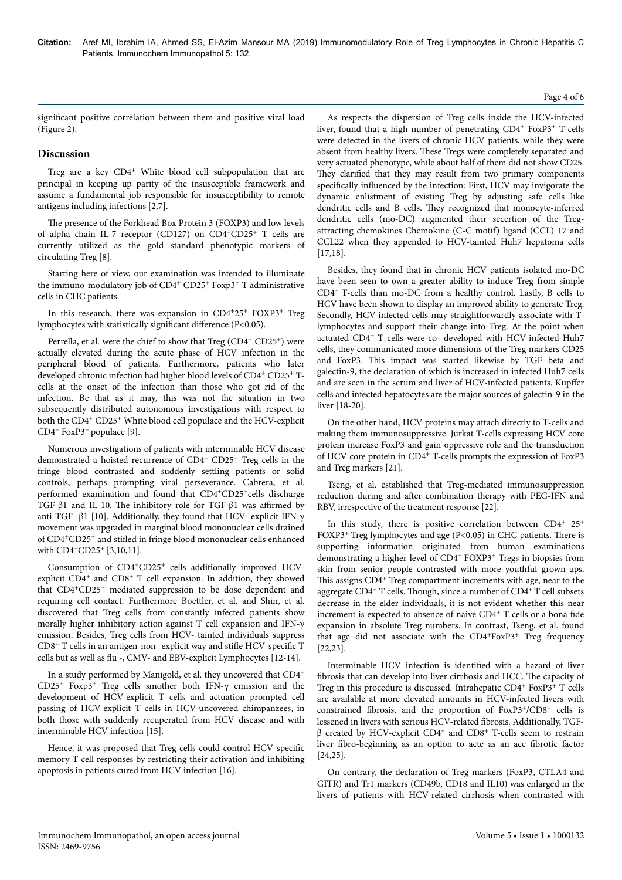significant positive correlation between them and positive viral load (Figure 2).

## Discussion

Treg are a key $CD4^+$ White blood cell subpopulation that are principal in keeping up parity of the insusceptible framework and assume a fundamental job responsible for insusceptibility to remote antigens including infections [2,7].

The presence of the Forkhead Box Protein 3 (FOXP3) and low levels of alpha chain IL-7 receptor (CD127) on $CD4^+CD25^+$ T cells are currently utilized as the gold standard phenotypic markers of circulating Treg [8].

Starting here of view, our examination was intended to illuminate the immuno-modulatory job of $CD4^+$ $CD25^+$ $Foxp3^+$ T administrative cells in CHC patients.

In this research, there was expansion in $CD4^+25^+$ $FOXP3^+$ Treg lymphocytes with statistically significant difference ($P<0.05$).

Perrella, et al. were the chief to show that Treg ($CD4^+$ $CD25^+$) were actually elevated during the acute phase of HCV infection in the peripheral blood of patients. Furthermore, patients who later developed chronic infection had higher blood levels of $CD4^+$ $CD25^+$ T-cells at the onset of the infection than those who got rid of the infection. Be that as it may, this was not the situation in two subsequently distributed autonomous investigations with respect to both the $CD4^+$ $CD25^+$ White blood cell populace and the HCV-explicit $CD4^+$ $FoxP3^+$ populace [9].

Numerous investigations of patients with interminable HCV disease demonstrated a hoisted recurrence of $CD4^+$ $CD25^+$ Treg cells in the fringe blood contrasted and suddenly settling patients or solid controls, perhaps prompting viral perseverance. Cabrera, et al. performed examination and found that $CD4^+CD25^+$cells discharge TGF-β1 and IL-10. The inhibitory role for TGF-β1 was affirmed by anti-TGF- β1 [10]. Additionally, they found that HCV- explicit IFN-γ movement was upgraded in marginal blood mononuclear cells drained of $CD4^+CD25^+$ and stifled in fringe blood mononuclear cells enhanced with $CD4^+CD25^+$ [3,10,11].

Consumption of $CD4^+CD25^+$ cells additionally improved HCV-explicit $CD4^+$ and $CD8^+$ T cell expansion. In addition, they showed that $CD4^+CD25^+$ mediated suppression to be dose dependent and requiring cell contact. Furthermore Boettler, et al. and Shin, et al. discovered that Treg cells from constantly infected patients show morally higher inhibitory action against T cell expansion and IFN-γ emission. Besides, Treg cells from HCV- tainted individuals suppress $CD8^+$ T cells in an antigen-non- explicit way and stifle HCV-specific T cells but as well as flu -, CMV- and EBV-explicit Lymphocytes [12-14].

In a study performed by Manigold, et al. they uncovered that $CD4^+$ $CD25^+$ $Foxp3^+$ Treg cells smother both IFN-γ emission and the development of HCV-explicit T cells and actuation prompted cell passing of HCV-explicit T cells in HCV-uncovered chimpanzees, in both those with suddenly recuperated from HCV disease and with interminable HCV infection [15].

Hence, it was proposed that Treg cells could control HCV-specific memory T cell responses by restricting their activation and inhibiting apoptosis in patients cured from HCV infection [16].

As respects the dispersion of Treg cells inside the HCV-infected liver, found that a high number of penetrating $CD4^+$ $FoxP3^+$ T-cells were detected in the livers of chronic HCV patients, while they were absent from healthy livers. These Tregs were completely separated and very actuated phenotype, while about half of them did not show CD25. They clarified that they may result from two primary components specifically influenced by the infection: First, HCV may invigorate the dynamic enlistment of existing Treg by adjusting safe cells like dendritic cells and B cells. They recognized that monocyte-inferred dendritic cells (mo-DC) augmented their secertion of the Treg-attracting chemokines Chemokine (C-C motif) ligand (CCL) 17 and CCL22 when they appended to HCV-tainted Huh7 hepatoma cells [17,18].

Besides, they found that in chronic HCV patients isolated mo-DC have been seen to own a greater ability to induce Treg from simple $CD4^+$ T-cells than mo-DC from a healthy control. Lastly, B cells to HCV have been shown to display an improved ability to generate Treg. Secondly, HCV-infected cells may straightforwardly associate with T-lymphocytes and support their change into Treg. At the point when actuated $CD4^+$ T cells were co- developed with HCV-infected Huh7 cells, they communicated more dimensions of the Treg markers CD25 and FoxP3. This impact was started likewise by TGF beta and galectin-9, the declaration of which is increased in infected Huh7 cells and are seen in the serum and liver of HCV-infected patients. Kupffer cells and infected hepatocytes are the major sources of galectin-9 in the liver [18-20].

On the other hand, HCV proteins may attach directly to T-cells and making them immunosuppressive. Jurkat T-cells expressing HCV core protein increase FoxP3 and gain oppressive role and the transduction of HCV core protein in $CD4^+$ T-cells prompts the expression of FoxP3 and Treg markers [21].

Tseng, et al. established that Treg-mediated immunosuppression reduction during and after combination therapy with PEG-IFN and RBV, irrespective of the treatment response [22].

In this study, there is positive correlation between $CD4^+$ $25^+$ $FOXP3^+$ Treg lymphocytes and age ($P<0.05$) in CHC patients. There is supporting information originated from human examinations demonstrating a higher level of $CD4^+$ $FOXP3^+$ Tregs in biopsies from skin from senior people contrasted with more youthful grown-ups. This assigns $CD4^+$ Treg compartment increments with age, near to the aggregate $CD4^+$ T cells. Though, since a number of $CD4^+$ T cell subsets decrease in the elder individuals, it is not evident whether this near increment is expected to absence of naive $CD4^+$ T cells or a bona fide expansion in absolute Treg numbers. In contrast, Tseng, et al. found that age did not associate with the $CD4^+FoxP3^+$ Treg frequency [22,23].

Interminable HCV infection is identified with a hazard of liver fibrosis that can develop into liver cirrhosis and HCC. The capacity of Treg in this procedure is discussed. Intrahepatic $CD4^+$ $FoxP3^+$ T cells are available at more elevated amounts in HCV-infected livers with constrained fibrosis, and the proportion of $FoxP3^+/CD8^+$ cells is lessened in livers with serious HCV-related fibrosis. Additionally, TGF-β created by HCV-explicit $CD4^+$ and $CD8^+$ T-cells seem to restrain liver fibro-beginning as an option to acte as an ace fibrotic factor [24,25].

On contrary, the declaration of Treg markers (FoxP3, CTLA4 and GITR) and Tr1 markers (CD49b, CD18 and IL10) was enlarged in the livers of patients with HCV-related cirrhosis when contrasted with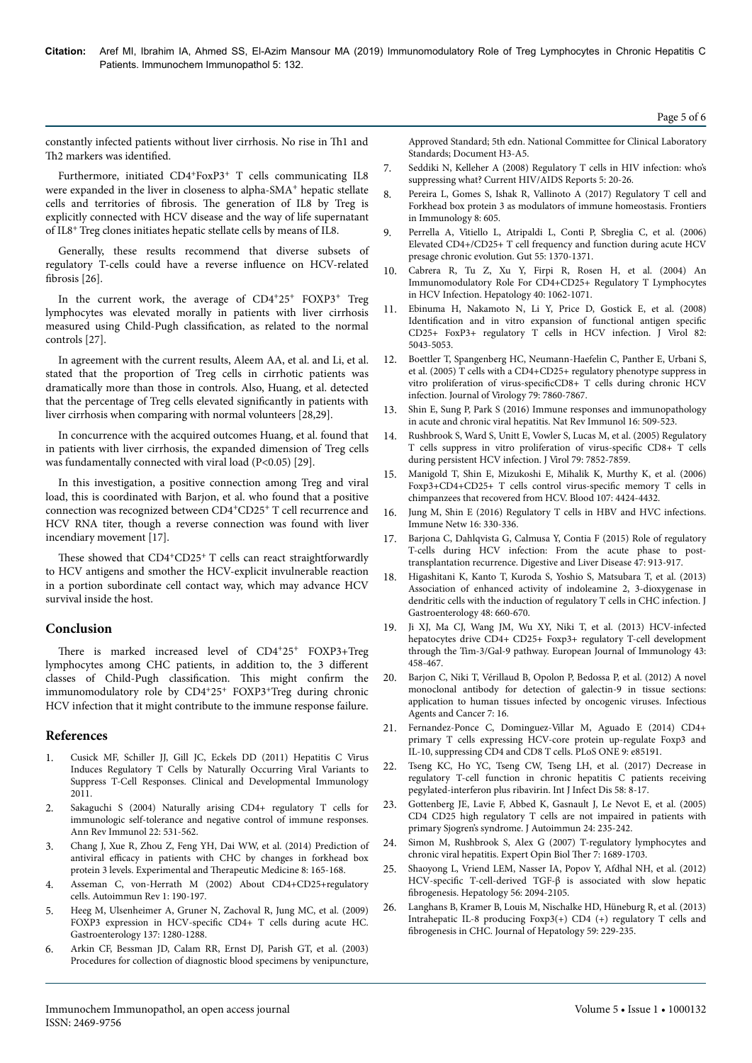constantly infected patients without liver cirrhosis. No rise in Th1 and Th2 markers was identified.

Furthermore, initiated $CD4^+FoxP3^+$ T cells communicating IL8 were expanded in the liver in closeness to alpha-$SMA^+$ hepatic stellate cells and territories of fibrosis. The generation of IL8 by Treg is explicitly connected with HCV disease and the way of life supernatant of $IL8^+$ Treg clones initiates hepatic stellate cells by means of IL8.

Generally, these results recommend that diverse subsets of regulatory T-cells could have a reverse influence on HCV-related fibrosis [26].

In the current work, the average of $CD4^+25^+$ $FOXP3^+$ Treg lymphocytes was elevated morally in patients with liver cirrhosis measured using Child-Pugh classification, as related to the normal controls [27].

In agreement with the current results, Aleem AA, et al. and Li, et al. stated that the proportion of Treg cells in cirrhotic patients was dramatically more than those in controls. Also, Huang, et al. detected that the percentage of Treg cells elevated significantly in patients with liver cirrhosis when comparing with normal volunteers [28,29].

In concurrence with the acquired outcomes Huang, et al. found that in patients with liver cirrhosis, the expanded dimension of Treg cells was fundamentally connected with viral load ($P<0.05$) [29].

In this investigation, a positive connection among Treg and viral load, this is coordinated with Barjon, et al. who found that a positive connection was recognized between $CD4^+CD25^+$ T cell recurrence and HCV RNA titer, though a reverse connection was found with liver incendiary movement [17].

These showed that $CD4^+CD25^+$ T cells can react straightforwardly to HCV antigens and smother the HCV-explicit invulnerable reaction in a portion subordinate cell contact way, which may advance HCV survival inside the host.

## Conclusion

There is marked increased level of $CD4^+25^+$ FOXP3+Treg lymphocytes among CHC patients, in addition to, the 3 different classes of Child-Pugh classification. This might confirm the immunomodulatory role by $CD4^+25^+$ $FOXP3^+$Treg during chronic HCV infection that it might contribute to the immune response failure.

## References

1. Cusick MF, Schiller JJ, Gill JC, Eckels DD (2011) Hepatitis C Virus Induces Regulatory T Cells by Naturally Occurring Viral Variants to Suppress T-Cell Responses. Clinical and Developmental Immunology 2011.
2. Sakaguchi S (2004) Naturally arising CD4+ regulatory T cells for immunologic self-tolerance and negative control of immune responses. Ann Rev Immunol 22: 531-562.
3. Chang J, Xue R, Zhou Z, Feng YH, Dai WW, et al. (2014) Prediction of antiviral efficacy in patients with CHC by changes in forkhead box protein 3 levels. Experimental and Therapeutic Medicine 8: 165-168.
4. Asseman C, von-Herrath M (2002) About CD4+CD25+regulatory cells. Autoimmun Rev 1: 190-197.
5. Heeg M, Ulsenheimer A, Gruner N, Zachoval R, Jung MC, et al. (2009) FOXP3 expression in HCV-specific CD4+ T cells during acute HC. Gastroenterology 137: 1280-1288.
6. Arkin CF, Bessman JD, Calam RR, Ernst DJ, Parish GT, et al. (2003) Procedures for collection of diagnostic blood specimens by venipuncture, Approved Standard; 5th edn. National Committee for Clinical Laboratory Standards; Document H3-A5.
7. Seddiki N, Kelleher A (2008) Regulatory T cells in HIV infection: who's suppressing what? Current HIV/AIDS Reports 5: 20-26.
8. Pereira L, Gomes S, Ishak R, Vallinoto A (2017) Regulatory T cell and Forkhead box protein 3 as modulators of immune homeostasis. Frontiers in Immunology 8: 605.
9. Perrella A, Vitiello L, Atripaldi L, Conti P, Sbreglia C, et al. (2006) Elevated CD4+/CD25+ T cell frequency and function during acute HCV presage chronic evolution. Gut 55: 1370-1371.
10. Cabrera R, Tu Z, Xu Y, Firpi R, Rosen H, et al. (2004) An Immunomodulatory Role For CD4+CD25+ Regulatory T Lymphocytes in HCV Infection. Hepatology 40: 1062-1071.
11. Ebinuma H, Nakamoto N, Li Y, Price D, Gostick E, et al. (2008) Identification and in vitro expansion of functional antigen specific CD25+ FoxP3+ regulatory T cells in HCV infection. J Virol 82: 5043-5053.
12. Boettler T, Spangenberg HC, Neumann-Haefelin C, Panther E, Urbani S, et al. (2005) T cells with a CD4+CD25+ regulatory phenotype suppress in vitro proliferation of virus-specificCD8+ T cells during chronic HCV infection. Journal of Virology 79: 7860-7867.
13. Shin E, Sung P, Park S (2016) Immune responses and immunopathology in acute and chronic viral hepatitis. Nat Rev Immunol 16: 509-523.
14. Rushbrook S, Ward S, Unitt E, Vowler S, Lucas M, et al. (2005) Regulatory T cells suppress in vitro proliferation of virus-specific CD8+ T cells during persistent HCV infection. J Virol 79: 7852-7859.
15. Manigold T, Shin E, Mizukoshi E, Mihalik K, Murthy K, et al. (2006) Foxp3+CD4+CD25+ T cells control virus-specific memory T cells in chimpanzees that recovered from HCV. Blood 107: 4424-4432.
16. Jung M, Shin E (2016) Regulatory T cells in HBV and HVC infections. Immune Netw 16: 330-336.
17. Barjona C, Dahlqvista G, Calmusa Y, Contia F (2015) Role of regulatory T-cells during HCV infection: From the acute phase to post-transplantation recurrence. Digestive and Liver Disease 47: 913-917.
18. Higashitani K, Kanto T, Kuroda S, Yoshio S, Matsubara T, et al. (2013) Association of enhanced activity of indoleamine 2, 3-dioxygenase in dendritic cells with the induction of regulatory T cells in CHC infection. J Gastroenterology 48: 660-670.
19. Ji XJ, Ma CJ, Wang JM, Wu XY, Niki T, et al. (2013) HCV-infected hepatocytes drive CD4+ CD25+ Foxp3+ regulatory T-cell development through the Tim-3/Gal-9 pathway. European Journal of Immunology 43: 458-467.
20. Barjon C, Niki T, Vérillaud B, Opolon P, Bedossa P, et al. (2012) A novel monoclonal antibody for detection of galectin-9 in tissue sections: application to human tissues infected by oncogenic viruses. Infectious Agents and Cancer 7: 16.
21. Fernandez-Ponce C, Dominguez-Villar M, Aguado E (2014) CD4+ primary T cells expressing HCV-core protein up-regulate Foxp3 and IL-10, suppressing CD4 and CD8 T cells. PLoS ONE 9: e85191.
22. Tseng KC, Ho YC, Tseng CW, Tseng LH, et al. (2017) Decrease in regulatory T-cell function in chronic hepatitis C patients receiving pegylated-interferon plus ribavirin. Int J Infect Dis 58: 8-17.
23. Gottenberg JE, Lavie F, Abbed K, Gasnault J, Le Nevot E, et al. (2005) CD4 CD25 high regulatory T cells are not impaired in patients with primary Sjogren's syndrome. J Autoimmun 24: 235-242.
24. Simon M, Rushbrook S, Alex G (2007) T-regulatory lymphocytes and chronic viral hepatitis. Expert Opin Biol Ther 7: 1689-1703.
25. Shaoyong L, Vriend LEM, Nasser IA, Popov Y, Afdhal NH, et al. (2012) HCV-specific T-cell-derived TGF-β is associated with slow hepatic fibrogenesis. Hepatology 56: 2094-2105.
26. Langhans B, Kramer B, Louis M, Nischalke HD, Hüneburg R, et al. (2013) Intrahepatic IL-8 producing Foxp3(+) CD4 (+) regulatory T cells and fibrogenesis in CHC. Journal of Hepatology 59: 229-235.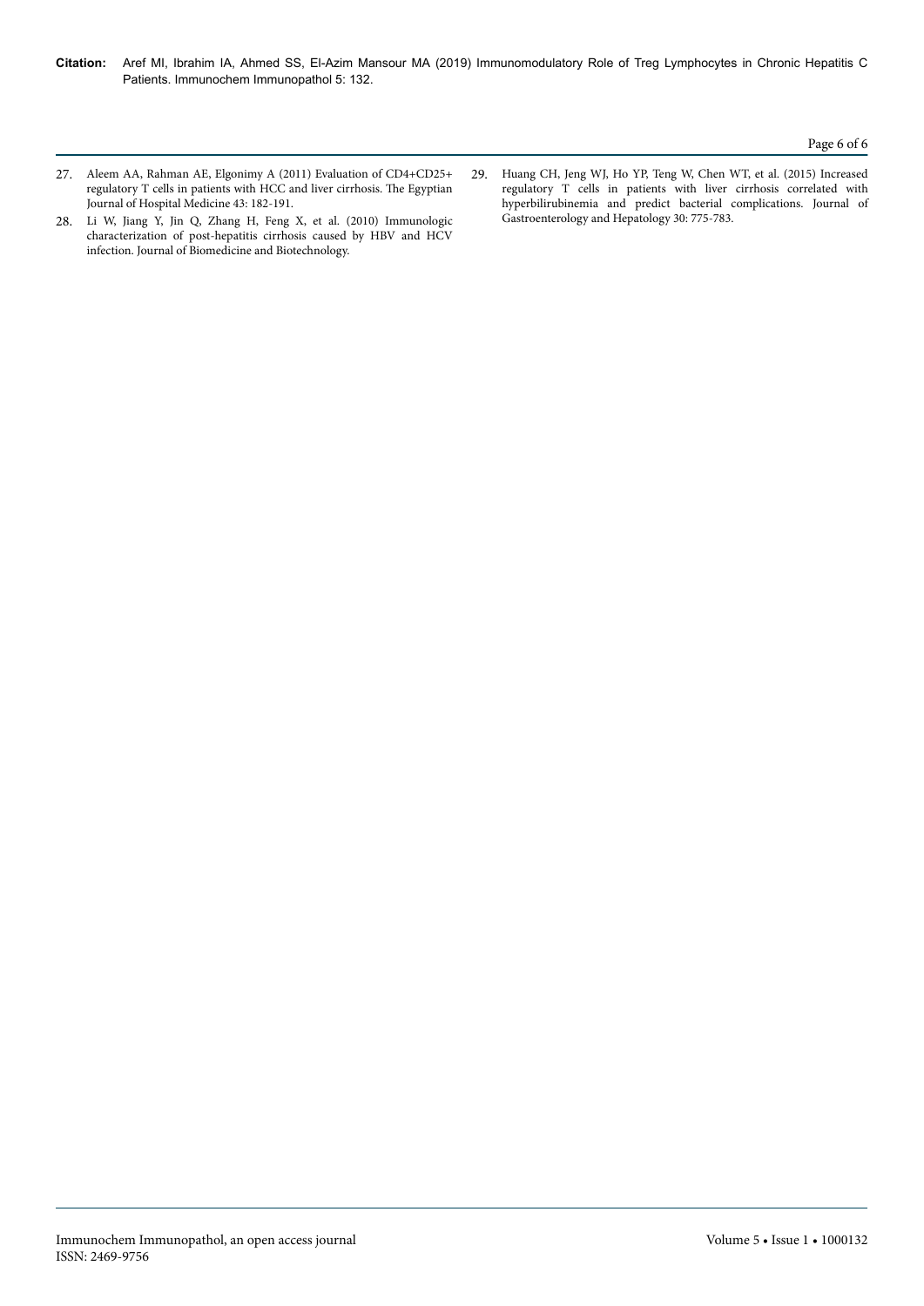27. Aleem AA, Rahman AE, Elgonimy A (2011) Evaluation of CD4+CD25+ regulatory T cells in patients with HCC and liver cirrhosis. The Egyptian Journal of Hospital Medicine 43: 182-191.
28. Li W, Jiang Y, Jin Q, Zhang H, Feng X, et al. (2010) Immunologic characterization of post-hepatitis cirrhosis caused by HBV and HCV infection. Journal of Biomedicine and Biotechnology.
29. Huang CH, Jeng WJ, Ho YP, Teng W, Chen WT, et al. (2015) Increased regulatory T cells in patients with liver cirrhosis correlated with hyperbilirubinemia and predict bacterial complications. Journal of Gastroenterology and Hepatology 30: 775-783.